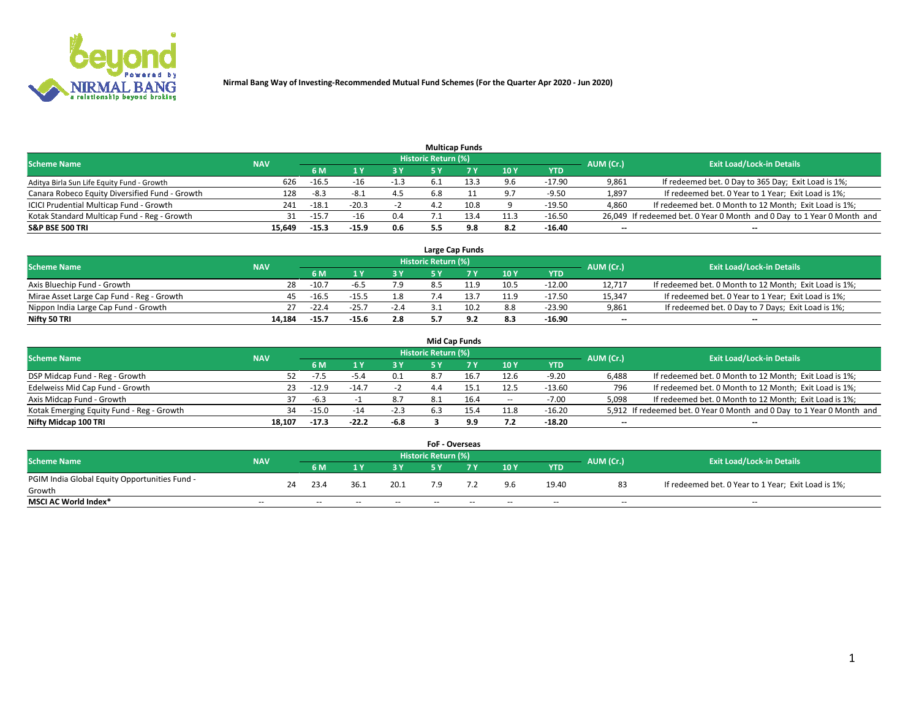**Nirmal Bang Way of Investing-Recommended Mutual Fund Schemes (For the Quarter Apr 2020 - Jun 2020)**

## Multicap Funds

| Scheme Name | NAV | Historic Return (%) | | | | | | | AUM (Cr.) | Exit Load/Lock-in Details |
|---|---|---|---|---|---|---|---|---|---|---|
| | | 6 M | 1 Y | 3 Y | 5 Y | 7 Y | 10 Y | YTD | | |
| Aditya Birla Sun Life Equity Fund - Growth | 626 | -16.5 | -16 | -1.3 | 6.1 | 13.3 | 9.6 | -17.90 | 9,861 | If redeemed bet. 0 Day to 365 Day; Exit Load is 1%; |
| Canara Robeco Equity Diversified Fund - Growth | 128 | -8.3 | -8.1 | 4.5 | 6.8 | 11 | 9.7 | -9.50 | 1,897 | If redeemed bet. 0 Year to 1 Year; Exit Load is 1%; |
| ICICI Prudential Multicap Fund - Growth | 241 | -18.1 | -20.3 | -2 | 4.2 | 10.8 | 9 | -19.50 | 4,860 | If redeemed bet. 0 Month to 12 Month; Exit Load is 1%; |
| Kotak Standard Multicap Fund - Reg - Growth | 31 | -15.7 | -16 | 0.4 | 7.1 | 13.4 | 11.3 | -16.50 | 26,049 | If redeemed bet. 0 Year 0 Month and 0 Day to 1 Year 0 Month and |
| **S&P BSE 500 TRI** | **15,649** | **-15.3** | **-15.9** | **0.6** | **5.5** | **9.8** | **8.2** | **-16.40** | **--** | **--** |

## Large Cap Funds

| Scheme Name | NAV | Historic Return (%) | | | | | | | AUM (Cr.) | Exit Load/Lock-in Details |
|---|---|---|---|---|---|---|---|---|---|---|
| | | 6 M | 1 Y | 3 Y | 5 Y | 7 Y | 10 Y | YTD | | |
| Axis Bluechip Fund - Growth | 28 | -10.7 | -6.5 | 7.9 | 8.5 | 11.9 | 10.5 | -12.00 | 12,717 | If redeemed bet. 0 Month to 12 Month; Exit Load is 1%; |
| Mirae Asset Large Cap Fund - Reg - Growth | 45 | -16.5 | -15.5 | 1.8 | 7.4 | 13.7 | 11.9 | -17.50 | 15,347 | If redeemed bet. 0 Year to 1 Year; Exit Load is 1%; |
| Nippon India Large Cap Fund - Growth | 27 | -22.4 | -25.7 | -2.4 | 3.1 | 10.2 | 8.8 | -23.90 | 9,861 | If redeemed bet. 0 Day to 7 Days; Exit Load is 1%; |
| **Nifty 50 TRI** | **14,184** | **-15.7** | **-15.6** | **2.8** | **5.7** | **9.2** | **8.3** | **-16.90** | **--** | **--** |

## Mid Cap Funds

| Scheme Name | NAV | Historic Return (%) | | | | | | | AUM (Cr.) | Exit Load/Lock-in Details |
|---|---|---|---|---|---|---|---|---|---|---|
| | | 6 M | 1 Y | 3 Y | 5 Y | 7 Y | 10 Y | YTD | | |
| DSP Midcap Fund - Reg - Growth | 52 | -7.5 | -5.4 | 0.1 | 8.7 | 16.7 | 12.6 | -9.20 | 6,488 | If redeemed bet. 0 Month to 12 Month; Exit Load is 1%; |
| Edelweiss Mid Cap Fund - Growth | 23 | -12.9 | -14.7 | -2 | 4.4 | 15.1 | 12.5 | -13.60 | 796 | If redeemed bet. 0 Month to 12 Month; Exit Load is 1%; |
| Axis Midcap Fund - Growth | 37 | -6.3 | -1 | 8.7 | 8.1 | 16.4 | -- | -7.00 | 5,098 | If redeemed bet. 0 Month to 12 Month; Exit Load is 1%; |
| Kotak Emerging Equity Fund - Reg - Growth | 34 | -15.0 | -14 | -2.3 | 6.3 | 15.4 | 11.8 | -16.20 | 5,912 | If redeemed bet. 0 Year 0 Month and 0 Day to 1 Year 0 Month and |
| **Nifty Midcap 100 TRI** | **18,107** | **-17.3** | **-22.2** | **-6.8** | **3** | **9.9** | **7.2** | **-18.20** | **--** | **--** |

## FoF - Overseas

| Scheme Name | NAV | Historic Return (%) | | | | | | | AUM (Cr.) | Exit Load/Lock-in Details |
|---|---|---|---|---|---|---|---|---|---|---|
| | | 6 M | 1 Y | 3 Y | 5 Y | 7 Y | 10 Y | YTD | | |
| PGIM India Global Equity Opportunities Fund - Growth | 24 | 23.4 | 36.1 | 20.1 | 7.9 | 7.2 | 9.6 | 19.40 | 83 | If redeemed bet. 0 Year to 1 Year; Exit Load is 1%; |
| **MSCI AC World Index*** | -- | -- | -- | -- | -- | -- | -- | -- | -- | -- |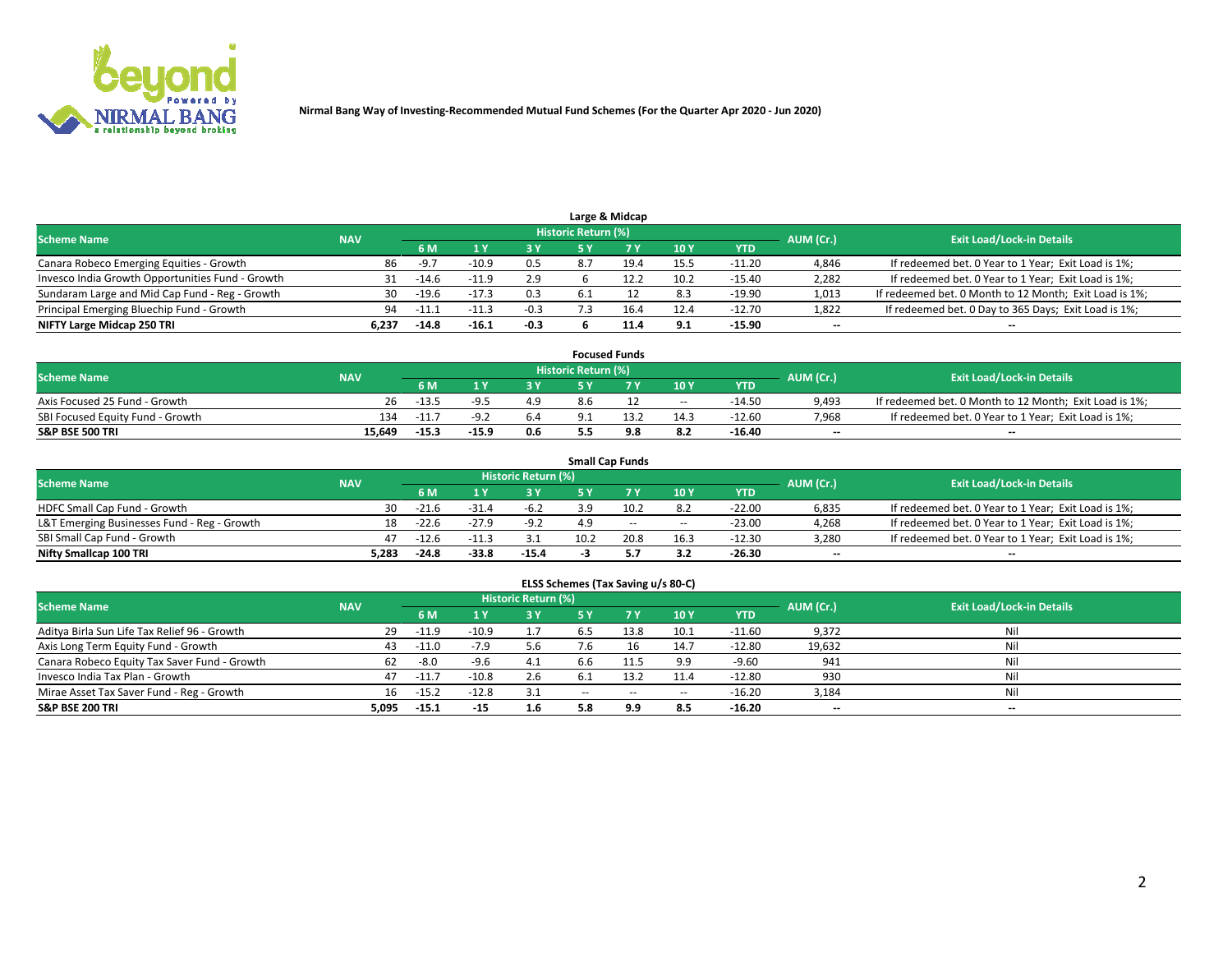Nirmal Bang Way of Investing-Recommended Mutual Fund Schemes (For the Quarter Apr 2020 - Jun 2020)

## Large & Midcap

| Scheme Name | NAV | Historic Return (%) | | | | | | | AUM (Cr.) | Exit Load/Lock-in Details |
|---|---|---|---|---|---|---|---|---|---|---|
| | | 6 M | 1 Y | 3 Y | 5 Y | 7 Y | 10 Y | YTD | | |
| Canara Robeco Emerging Equities - Growth | 86 | -9.7 | -10.9 | 0.5 | 8.7 | 19.4 | 15.5 | -11.20 | 4,846 | If redeemed bet. 0 Year to 1 Year; Exit Load is 1%; |
| Invesco India Growth Opportunities Fund - Growth | 31 | -14.6 | -11.9 | 2.9 | 6 | 12.2 | 10.2 | -15.40 | 2,282 | If redeemed bet. 0 Year to 1 Year; Exit Load is 1%; |
| Sundaram Large and Mid Cap Fund - Reg - Growth | 30 | -19.6 | -17.3 | 0.3 | 6.1 | 12 | 8.3 | -19.90 | 1,013 | If redeemed bet. 0 Month to 12 Month; Exit Load is 1%; |
| Principal Emerging Bluechip Fund - Growth | 94 | -11.1 | -11.3 | -0.3 | 7.3 | 16.4 | 12.4 | -12.70 | 1,822 | If redeemed bet. 0 Day to 365 Days; Exit Load is 1%; |
| **NIFTY Large Midcap 250 TRI** | **6,237** | **-14.8** | **-16.1** | **-0.3** | **6** | **11.4** | **9.1** | **-15.90** | **--** | **--** |

## Focused Funds

| Scheme Name | NAV | Historic Return (%) | | | | | | | AUM (Cr.) | Exit Load/Lock-in Details |
|---|---|---|---|---|---|---|---|---|---|---|
| | | 6 M | 1 Y | 3 Y | 5 Y | 7 Y | 10 Y | YTD | | |
| Axis Focused 25 Fund - Growth | 26 | -13.5 | -9.5 | 4.9 | 8.6 | 12 | -- | -14.50 | 9,493 | If redeemed bet. 0 Month to 12 Month; Exit Load is 1%; |
| SBI Focused Equity Fund - Growth | 134 | -11.7 | -9.2 | 6.4 | 9.1 | 13.2 | 14.3 | -12.60 | 7,968 | If redeemed bet. 0 Year to 1 Year; Exit Load is 1%; |
| **S&P BSE 500 TRI** | **15,649** | **-15.3** | **-15.9** | **0.6** | **5.5** | **9.8** | **8.2** | **-16.40** | **--** | **--** |

## Small Cap Funds

| Scheme Name | NAV | Historic Return (%) | | | | | | | AUM (Cr.) | Exit Load/Lock-in Details |
|---|---|---|---|---|---|---|---|---|---|---|
| | | 6 M | 1 Y | 3 Y | 5 Y | 7 Y | 10 Y | YTD | | |
| HDFC Small Cap Fund - Growth | 30 | -21.6 | -31.4 | -6.2 | 3.9 | 10.2 | 8.2 | -22.00 | 6,835 | If redeemed bet. 0 Year to 1 Year; Exit Load is 1%; |
| L&T Emerging Businesses Fund - Reg - Growth | 18 | -22.6 | -27.9 | -9.2 | 4.9 | -- | -- | -23.00 | 4,268 | If redeemed bet. 0 Year to 1 Year; Exit Load is 1%; |
| SBI Small Cap Fund - Growth | 47 | -12.6 | -11.3 | 3.1 | 10.2 | 20.8 | 16.3 | -12.30 | 3,280 | If redeemed bet. 0 Year to 1 Year; Exit Load is 1%; |
| **Nifty Smallcap 100 TRI** | **5,283** | **-24.8** | **-33.8** | **-15.4** | **-3** | **5.7** | **3.2** | **-26.30** | **--** | **--** |

## ELSS Schemes (Tax Saving u/s 80-C)

| Scheme Name | NAV | Historic Return (%) | | | | | | | AUM (Cr.) | Exit Load/Lock-in Details |
|---|---|---|---|---|---|---|---|---|---|---|
| | | 6 M | 1 Y | 3 Y | 5 Y | 7 Y | 10 Y | YTD | | |
| Aditya Birla Sun Life Tax Relief 96 - Growth | 29 | -11.9 | -10.9 | 1.7 | 6.5 | 13.8 | 10.1 | -11.60 | 9,372 | Nil |
| Axis Long Term Equity Fund - Growth | 43 | -11.0 | -7.9 | 5.6 | 7.6 | 16 | 14.7 | -12.80 | 19,632 | Nil |
| Canara Robeco Equity Tax Saver Fund - Growth | 62 | -8.0 | -9.6 | 4.1 | 6.6 | 11.5 | 9.9 | -9.60 | 941 | Nil |
| Invesco India Tax Plan - Growth | 47 | -11.7 | -10.8 | 2.6 | 6.1 | 13.2 | 11.4 | -12.80 | 930 | Nil |
| Mirae Asset Tax Saver Fund - Reg - Growth | 16 | -15.2 | -12.8 | 3.1 | -- | -- | -- | -16.20 | 3,184 | Nil |
| **S&P BSE 200 TRI** | **5,095** | **-15.1** | **-15** | **1.6** | **5.8** | **9.9** | **8.5** | **-16.20** | **--** | **--** |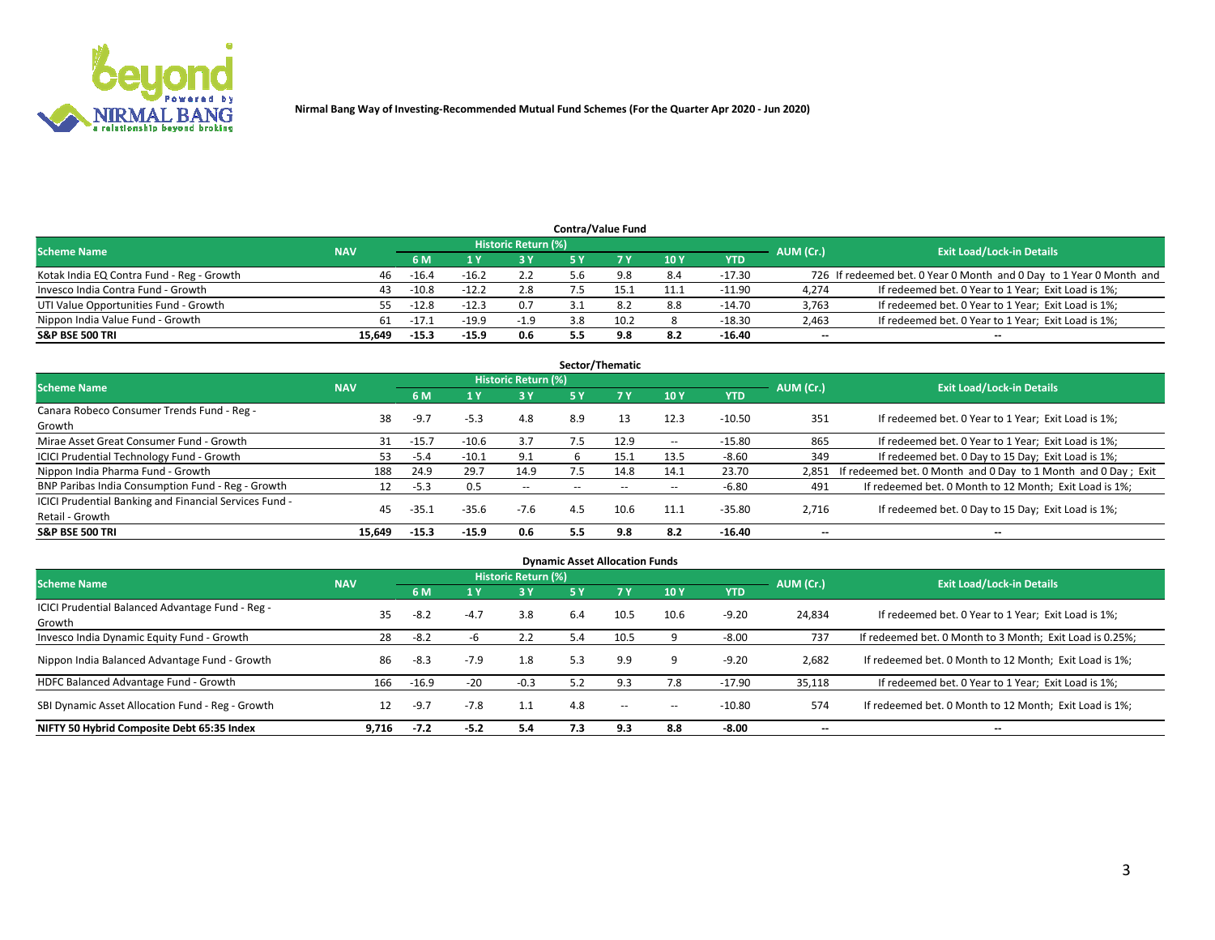Nirmal Bang Way of Investing-Recommended Mutual Fund Schemes (For the Quarter Apr 2020 - Jun 2020)

## Contra/Value Fund

| Scheme Name | NAV | Historic Return (%) | | | | | | | AUM (Cr.) | Exit Load/Lock-in Details |
|---|---|---|---|---|---|---|---|---|---|---|
| | | 6 M | 1 Y | 3 Y | 5 Y | 7 Y | 10 Y | YTD | | |
| Kotak India EQ Contra Fund - Reg - Growth | 46 | -16.4 | -16.2 | 2.2 | 5.6 | 9.8 | 8.4 | -17.30 | 726 | If redeemed bet. 0 Year 0 Month and 0 Day to 1 Year 0 Month and |
| Invesco India Contra Fund - Growth | 43 | -10.8 | -12.2 | 2.8 | 7.5 | 15.1 | 11.1 | -11.90 | 4,274 | If redeemed bet. 0 Year to 1 Year; Exit Load is 1%; |
| UTI Value Opportunities Fund - Growth | 55 | -12.8 | -12.3 | 0.7 | 3.1 | 8.2 | 8.8 | -14.70 | 3,763 | If redeemed bet. 0 Year to 1 Year; Exit Load is 1%; |
| Nippon India Value Fund - Growth | 61 | -17.1 | -19.9 | -1.9 | 3.8 | 10.2 | 8 | -18.30 | 2,463 | If redeemed bet. 0 Year to 1 Year; Exit Load is 1%; |
| **S&P BSE 500 TRI** | **15,649** | **-15.3** | **-15.9** | **0.6** | **5.5** | **9.8** | **8.2** | **-16.40** | **--** | **--** |

## Sector/Thematic

| Scheme Name | NAV | Historic Return (%) | | | | | | | AUM (Cr.) | Exit Load/Lock-in Details |
|---|---|---|---|---|---|---|---|---|---|---|
| | | 6 M | 1 Y | 3 Y | 5 Y | 7 Y | 10 Y | YTD | | |
| Canara Robeco Consumer Trends Fund - Reg - Growth | 38 | -9.7 | -5.3 | 4.8 | 8.9 | 13 | 12.3 | -10.50 | 351 | If redeemed bet. 0 Year to 1 Year; Exit Load is 1%; |
| Mirae Asset Great Consumer Fund - Growth | 31 | -15.7 | -10.6 | 3.7 | 7.5 | 12.9 | -- | -15.80 | 865 | If redeemed bet. 0 Year to 1 Year; Exit Load is 1%; |
| ICICI Prudential Technology Fund - Growth | 53 | -5.4 | -10.1 | 9.1 | 6 | 15.1 | 13.5 | -8.60 | 349 | If redeemed bet. 0 Day to 15 Day; Exit Load is 1%; |
| Nippon India Pharma Fund - Growth | 188 | 24.9 | 29.7 | 14.9 | 7.5 | 14.8 | 14.1 | 23.70 | 2,851 | If redeemed bet. 0 Month and 0 Day to 1 Month and 0 Day ; Exit |
| BNP Paribas India Consumption Fund - Reg - Growth | 12 | -5.3 | 0.5 | -- | -- | -- | -- | -6.80 | 491 | If redeemed bet. 0 Month to 12 Month; Exit Load is 1%; |
| ICICI Prudential Banking and Financial Services Fund - Retail - Growth | 45 | -35.1 | -35.6 | -7.6 | 4.5 | 10.6 | 11.1 | -35.80 | 2,716 | If redeemed bet. 0 Day to 15 Day; Exit Load is 1%; |
| **S&P BSE 500 TRI** | **15,649** | **-15.3** | **-15.9** | **0.6** | **5.5** | **9.8** | **8.2** | **-16.40** | **--** | **--** |

## Dynamic Asset Allocation Funds

| Scheme Name | NAV | Historic Return (%) | | | | | | | AUM (Cr.) | Exit Load/Lock-in Details |
|---|---|---|---|---|---|---|---|---|---|---|
| | | 6 M | 1 Y | 3 Y | 5 Y | 7 Y | 10 Y | YTD | | |
| ICICI Prudential Balanced Advantage Fund - Reg - Growth | 35 | -8.2 | -4.7 | 3.8 | 6.4 | 10.5 | 10.6 | -9.20 | 24,834 | If redeemed bet. 0 Year to 1 Year; Exit Load is 1%; |
| Invesco India Dynamic Equity Fund - Growth | 28 | -8.2 | -6 | 2.2 | 5.4 | 10.5 | 9 | -8.00 | 737 | If redeemed bet. 0 Month to 3 Month; Exit Load is 0.25%; |
| Nippon India Balanced Advantage Fund - Growth | 86 | -8.3 | -7.9 | 1.8 | 5.3 | 9.9 | 9 | -9.20 | 2,682 | If redeemed bet. 0 Month to 12 Month; Exit Load is 1%; |
| HDFC Balanced Advantage Fund - Growth | 166 | -16.9 | -20 | -0.3 | 5.2 | 9.3 | 7.8 | -17.90 | 35,118 | If redeemed bet. 0 Year to 1 Year; Exit Load is 1%; |
| SBI Dynamic Asset Allocation Fund - Reg - Growth | 12 | -9.7 | -7.8 | 1.1 | 4.8 | -- | -- | -10.80 | 574 | If redeemed bet. 0 Month to 12 Month; Exit Load is 1%; |
| **NIFTY 50 Hybrid Composite Debt 65:35 Index** | **9,716** | **-7.2** | **-5.2** | **5.4** | **7.3** | **9.3** | **8.8** | **-8.00** | **--** | **--** |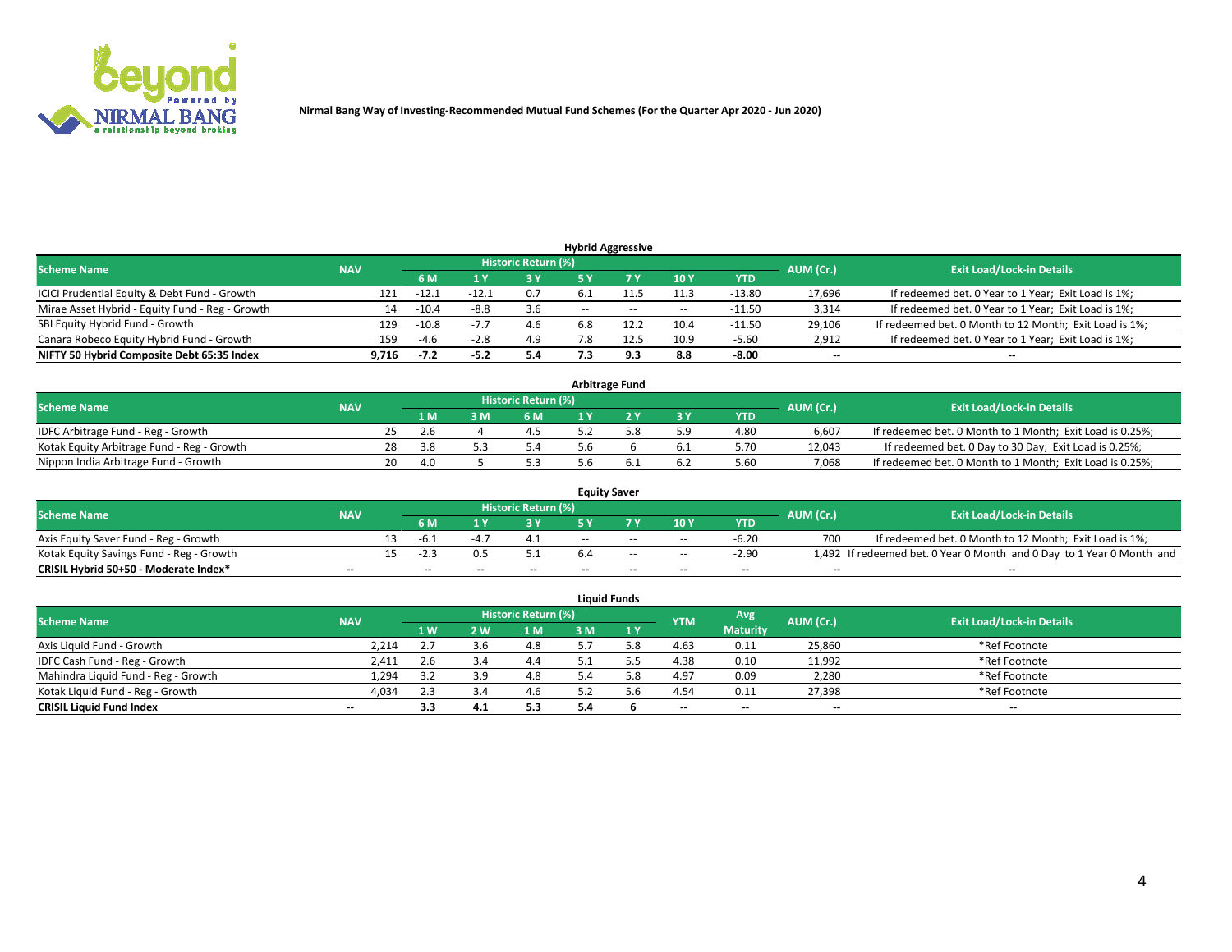Nirmal Bang Way of Investing-Recommended Mutual Fund Schemes (For the Quarter Apr 2020 - Jun 2020)

### Hybrid Aggressive

| Scheme Name | NAV | Historic Return (%) | | | | | | YTD | AUM (Cr.) | Exit Load/Lock-in Details |
|---|---|---|---|---|---|---|---|---|---|---|
| | | 6 M | 1 Y | 3 Y | 5 Y | 7 Y | 10 Y | | | |
| ICICI Prudential Equity & Debt Fund - Growth | 121 | -12.1 | -12.1 | 0.7 | 6.1 | 11.5 | 11.3 | -13.80 | 17,696 | If redeemed bet. 0 Year to 1 Year; Exit Load is 1%; |
| Mirae Asset Hybrid - Equity Fund - Reg - Growth | 14 | -10.4 | -8.8 | 3.6 | -- | -- | -- | -11.50 | 3,314 | If redeemed bet. 0 Year to 1 Year; Exit Load is 1%; |
| SBI Equity Hybrid Fund - Growth | 129 | -10.8 | -7.7 | 4.6 | 6.8 | 12.2 | 10.4 | -11.50 | 29,106 | If redeemed bet. 0 Month to 12 Month; Exit Load is 1%; |
| Canara Robeco Equity Hybrid Fund - Growth | 159 | -4.6 | -2.8 | 4.9 | 7.8 | 12.5 | 10.9 | -5.60 | 2,912 | If redeemed bet. 0 Year to 1 Year; Exit Load is 1%; |
| **NIFTY 50 Hybrid Composite Debt 65:35 Index** | **9,716** | **-7.2** | **-5.2** | **5.4** | **7.3** | **9.3** | **8.8** | **-8.00** | **--** | **--** |

### Arbitrage Fund

| Scheme Name | NAV | Historic Return (%) | | | | | | YTD | AUM (Cr.) | Exit Load/Lock-in Details |
|---|---|---|---|---|---|---|---|---|---|---|
| | | 1 M | 3 M | 6 M | 1 Y | 2 Y | 3 Y | | | |
| IDFC Arbitrage Fund - Reg - Growth | 25 | 2.6 | 4 | 4.5 | 5.2 | 5.8 | 5.9 | 4.80 | 6,607 | If redeemed bet. 0 Month to 1 Month; Exit Load is 0.25%; |
| Kotak Equity Arbitrage Fund - Reg - Growth | 28 | 3.8 | 5.3 | 5.4 | 5.6 | 6 | 6.1 | 5.70 | 12,043 | If redeemed bet. 0 Day to 30 Day; Exit Load is 0.25%; |
| Nippon India Arbitrage Fund - Growth | 20 | 4.0 | 5 | 5.3 | 5.6 | 6.1 | 6.2 | 5.60 | 7,068 | If redeemed bet. 0 Month to 1 Month; Exit Load is 0.25%; |

### Equity Saver

| Scheme Name | NAV | Historic Return (%) | | | | | | YTD | AUM (Cr.) | Exit Load/Lock-in Details |
|---|---|---|---|---|---|---|---|---|---|---|
| | | 6 M | 1 Y | 3 Y | 5 Y | 7 Y | 10 Y | | | |
| Axis Equity Saver Fund - Reg - Growth | 13 | -6.1 | -4.7 | 4.1 | -- | -- | -- | -6.20 | 700 | If redeemed bet. 0 Month to 12 Month; Exit Load is 1%; |
| Kotak Equity Savings Fund - Reg - Growth | 15 | -2.3 | 0.5 | 5.1 | 6.4 | -- | -- | -2.90 | 1,492 | If redeemed bet. 0 Year 0 Month and 0 Day to 1 Year 0 Month and |
| **CRISIL Hybrid 50+50 - Moderate Index*** | **--** | **--** | **--** | **--** | **--** | **--** | **--** | **--** | **--** | **--** |

### Liquid Funds

| Scheme Name | NAV | Historic Return (%) | | | | | YTM | Avg Maturity | AUM (Cr.) | Exit Load/Lock-in Details |
|---|---|---|---|---|---|---|---|---|---|---|
| | | 1 W | 2 W | 1 M | 3 M | 1 Y | | | | |
| Axis Liquid Fund - Growth | 2,214 | 2.7 | 3.6 | 4.8 | 5.7 | 5.8 | 4.63 | 0.11 | 25,860 | *Ref Footnote |
| IDFC Cash Fund - Reg - Growth | 2,411 | 2.6 | 3.4 | 4.4 | 5.1 | 5.5 | 4.38 | 0.10 | 11,992 | *Ref Footnote |
| Mahindra Liquid Fund - Reg - Growth | 1,294 | 3.2 | 3.9 | 4.8 | 5.4 | 5.8 | 4.97 | 0.09 | 2,280 | *Ref Footnote |
| Kotak Liquid Fund - Reg - Growth | 4,034 | 2.3 | 3.4 | 4.6 | 5.2 | 5.6 | 4.54 | 0.11 | 27,398 | *Ref Footnote |
| **CRISIL Liquid Fund Index** | **--** | **3.3** | **4.1** | **5.3** | **5.4** | **6** | **--** | **--** | **--** | **--** |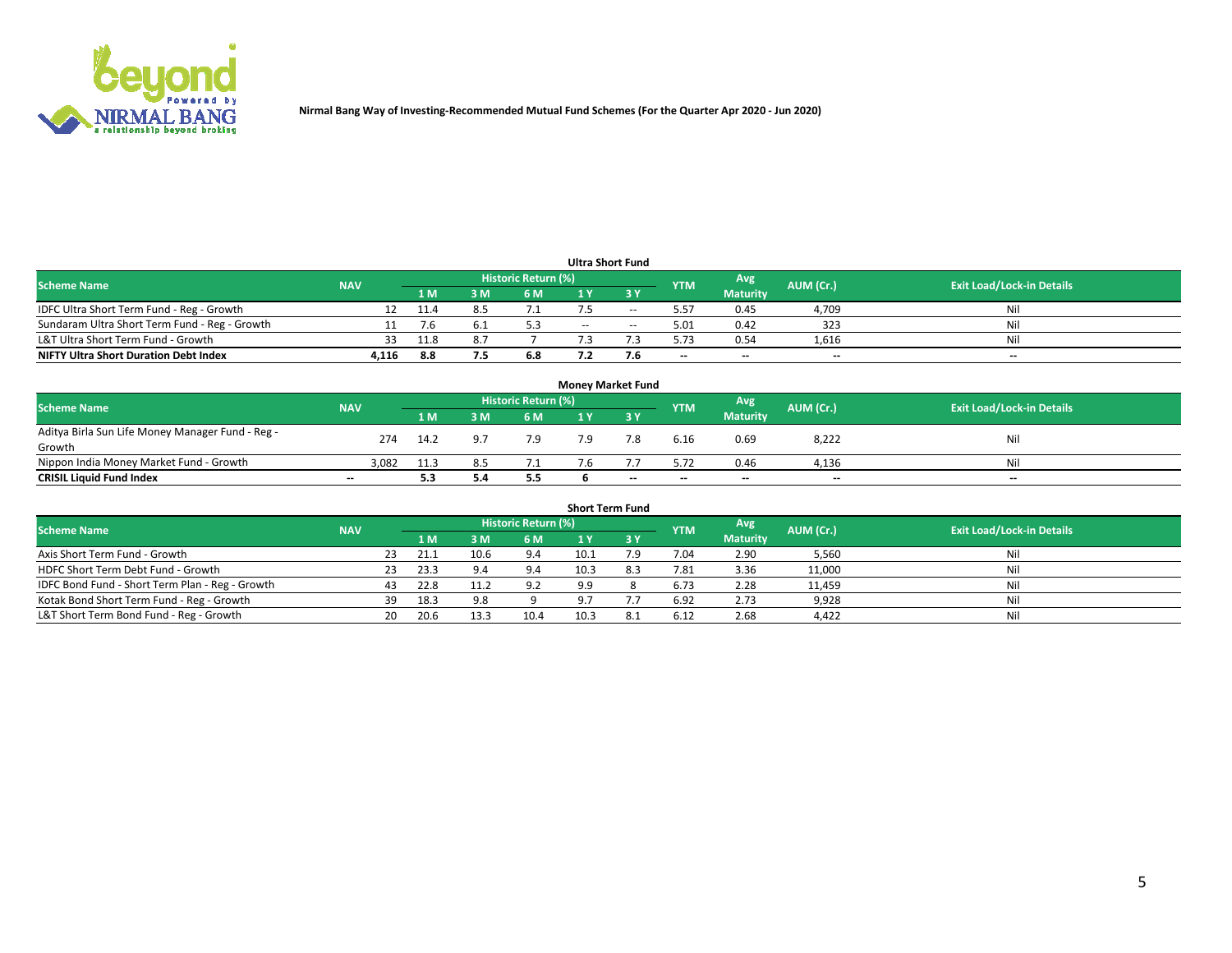Nirmal Bang Way of Investing-Recommended Mutual Fund Schemes (For the Quarter Apr 2020 - Jun 2020)

## Ultra Short Fund

| Scheme Name | NAV | Historic Return (%) | | | | | YTM | Avg Maturity | AUM (Cr.) | Exit Load/Lock-in Details |
|---|---|---|---|---|---|---|---|---|---|---|
| | | 1 M | 3 M | 6 M | 1 Y | 3 Y | | | | |
| IDFC Ultra Short Term Fund - Reg - Growth | 12 | 11.4 | 8.5 | 7.1 | 7.5 | -- | 5.57 | 0.45 | 4,709 | Nil |
| Sundaram Ultra Short Term Fund - Reg - Growth | 11 | 7.6 | 6.1 | 5.3 | -- | -- | 5.01 | 0.42 | 323 | Nil |
| L&T Ultra Short Term Fund - Growth | 33 | 11.8 | 8.7 | 7 | 7.3 | 7.3 | 5.73 | 0.54 | 1,616 | Nil |
| **NIFTY Ultra Short Duration Debt Index** | **4,116** | **8.8** | **7.5** | **6.8** | **7.2** | **7.6** | **--** | **--** | **--** | **--** |

## Money Market Fund

| Scheme Name | NAV | Historic Return (%) | | | | | YTM | Avg Maturity | AUM (Cr.) | Exit Load/Lock-in Details |
|---|---|---|---|---|---|---|---|---|---|---|
| | | 1 M | 3 M | 6 M | 1 Y | 3 Y | | | | |
| Aditya Birla Sun Life Money Manager Fund - Reg - Growth | 274 | 14.2 | 9.7 | 7.9 | 7.9 | 7.8 | 6.16 | 0.69 | 8,222 | Nil |
| Nippon India Money Market Fund - Growth | 3,082 | 11.3 | 8.5 | 7.1 | 7.6 | 7.7 | 5.72 | 0.46 | 4,136 | Nil |
| **CRISIL Liquid Fund Index** | **--** | **5.3** | **5.4** | **5.5** | **6** | **--** | **--** | **--** | **--** | **--** |

## Short Term Fund

| Scheme Name | NAV | Historic Return (%) | | | | | YTM | Avg Maturity | AUM (Cr.) | Exit Load/Lock-in Details |
|---|---|---|---|---|---|---|---|---|---|---|
| | | 1 M | 3 M | 6 M | 1 Y | 3 Y | | | | |
| Axis Short Term Fund - Growth | 23 | 21.1 | 10.6 | 9.4 | 10.1 | 7.9 | 7.04 | 2.90 | 5,560 | Nil |
| HDFC Short Term Debt Fund - Growth | 23 | 23.3 | 9.4 | 9.4 | 10.3 | 8.3 | 7.81 | 3.36 | 11,000 | Nil |
| IDFC Bond Fund - Short Term Plan - Reg - Growth | 43 | 22.8 | 11.2 | 9.2 | 9.9 | 8 | 6.73 | 2.28 | 11,459 | Nil |
| Kotak Bond Short Term Fund - Reg - Growth | 39 | 18.3 | 9.8 | 9 | 9.7 | 7.7 | 6.92 | 2.73 | 9,928 | Nil |
| L&T Short Term Bond Fund - Reg - Growth | 20 | 20.6 | 13.3 | 10.4 | 10.3 | 8.1 | 6.12 | 2.68 | 4,422 | Nil |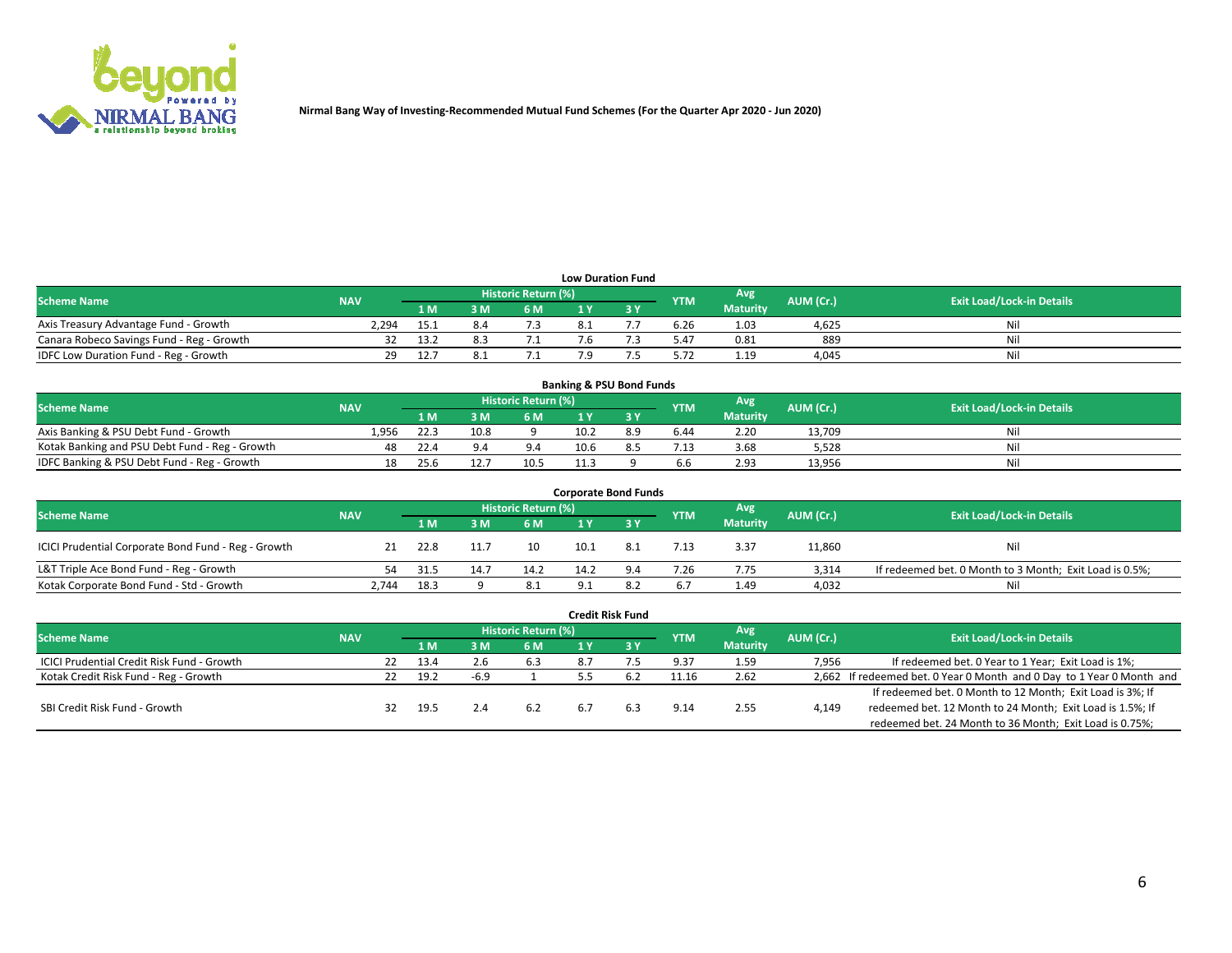Nirmal Bang Way of Investing-Recommended Mutual Fund Schemes (For the Quarter Apr 2020 - Jun 2020)

### Low Duration Fund

| Scheme Name | NAV | Historic Return (%) | | | | | YTM | Avg Maturity | AUM (Cr.) | Exit Load/Lock-in Details |
|---|---|---|---|---|---|---|---|---|---|---|
| | | 1 M | 3 M | 6 M | 1 Y | 3 Y | | | | |
| Axis Treasury Advantage Fund - Growth | 2,294 | 15.1 | 8.4 | 7.3 | 8.1 | 7.7 | 6.26 | 1.03 | 4,625 | Nil |
| Canara Robeco Savings Fund - Reg - Growth | 32 | 13.2 | 8.3 | 7.1 | 7.6 | 7.3 | 5.47 | 0.81 | 889 | Nil |
| IDFC Low Duration Fund - Reg - Growth | 29 | 12.7 | 8.1 | 7.1 | 7.9 | 7.5 | 5.72 | 1.19 | 4,045 | Nil |

### Banking & PSU Bond Funds

| Scheme Name | NAV | Historic Return (%) | | | | | YTM | Avg Maturity | AUM (Cr.) | Exit Load/Lock-in Details |
|---|---|---|---|---|---|---|---|---|---|---|
| | | 1 M | 3 M | 6 M | 1 Y | 3 Y | | | | |
| Axis Banking & PSU Debt Fund - Growth | 1,956 | 22.3 | 10.8 | 9 | 10.2 | 8.9 | 6.44 | 2.20 | 13,709 | Nil |
| Kotak Banking and PSU Debt Fund - Reg - Growth | 48 | 22.4 | 9.4 | 9.4 | 10.6 | 8.5 | 7.13 | 3.68 | 5,528 | Nil |
| IDFC Banking & PSU Debt Fund - Reg - Growth | 18 | 25.6 | 12.7 | 10.5 | 11.3 | 9 | 6.6 | 2.93 | 13,956 | Nil |

### Corporate Bond Funds

| Scheme Name | NAV | Historic Return (%) | | | | | YTM | Avg Maturity | AUM (Cr.) | Exit Load/Lock-in Details |
|---|---|---|---|---|---|---|---|---|---|---|
| | | 1 M | 3 M | 6 M | 1 Y | 3 Y | | | | |
| ICICI Prudential Corporate Bond Fund - Reg - Growth | 21 | 22.8 | 11.7 | 10 | 10.1 | 8.1 | 7.13 | 3.37 | 11,860 | Nil |
| L&T Triple Ace Bond Fund - Reg - Growth | 54 | 31.5 | 14.7 | 14.2 | 14.2 | 9.4 | 7.26 | 7.75 | 3,314 | If redeemed bet. 0 Month to 3 Month; Exit Load is 0.5%; |
| Kotak Corporate Bond Fund - Std - Growth | 2,744 | 18.3 | 9 | 8.1 | 9.1 | 8.2 | 6.7 | 1.49 | 4,032 | Nil |

### Credit Risk Fund

| Scheme Name | NAV | Historic Return (%) | | | | | YTM | Avg Maturity | AUM (Cr.) | Exit Load/Lock-in Details |
|---|---|---|---|---|---|---|---|---|---|---|
| | | 1 M | 3 M | 6 M | 1 Y | 3 Y | | | | |
| ICICI Prudential Credit Risk Fund - Growth | 22 | 13.4 | 2.6 | 6.3 | 8.7 | 7.5 | 9.37 | 1.59 | 7,956 | If redeemed bet. 0 Year to 1 Year; Exit Load is 1%; |
| Kotak Credit Risk Fund - Reg - Growth | 22 | 19.2 | -6.9 | 1 | 5.5 | 6.2 | 11.16 | 2.62 | 2,662 | If redeemed bet. 0 Year 0 Month and 0 Day to 1 Year 0 Month and |
| SBI Credit Risk Fund - Growth | 32 | 19.5 | 2.4 | 6.2 | 6.7 | 6.3 | 9.14 | 2.55 | 4,149 | If redeemed bet. 0 Month to 12 Month; Exit Load is 3%; If redeemed bet. 12 Month to 24 Month; Exit Load is 1.5%; If redeemed bet. 24 Month to 36 Month; Exit Load is 0.75%; |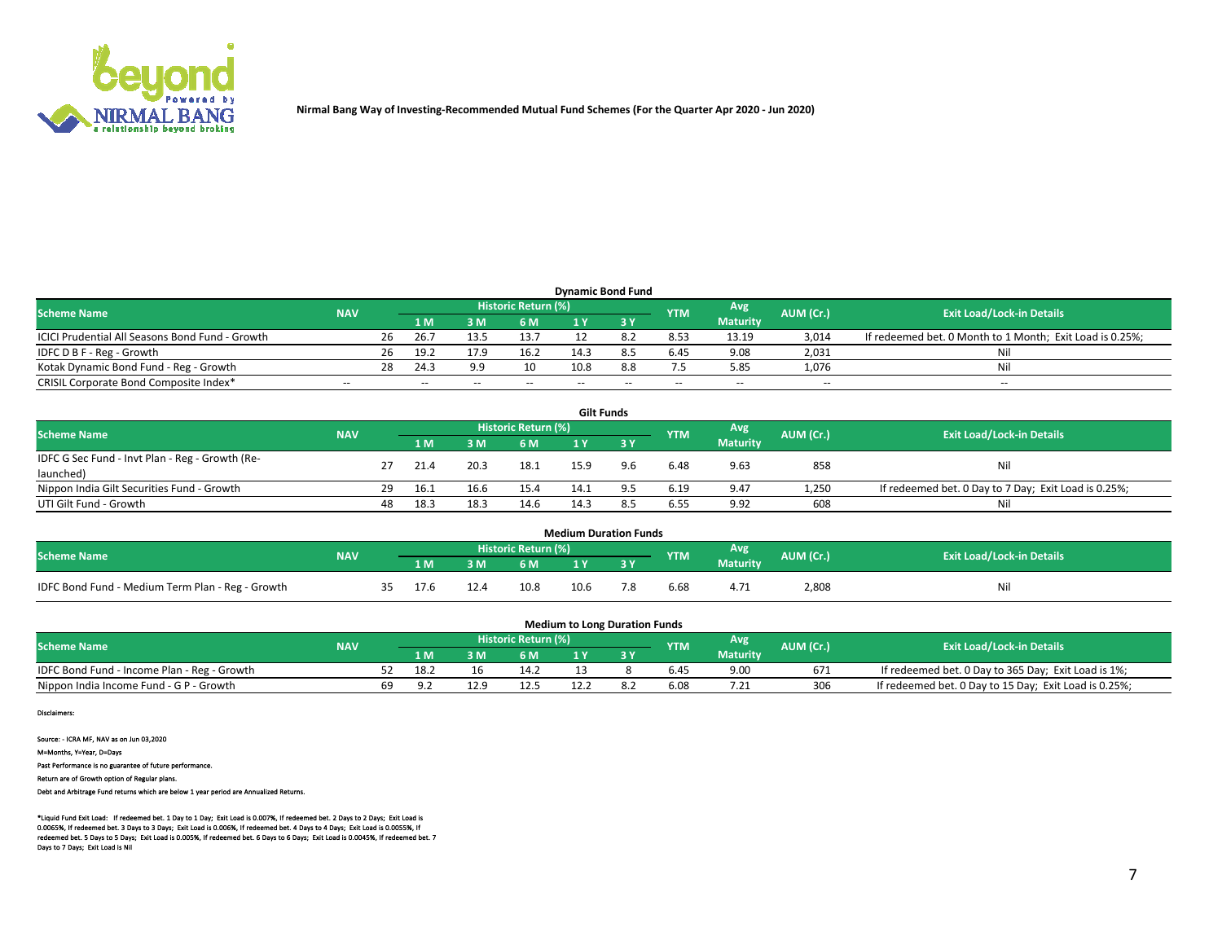Nirmal Bang Way of Investing-Recommended Mutual Fund Schemes (For the Quarter Apr 2020 - Jun 2020)

## Dynamic Bond Fund

| Scheme Name | NAV | Historic Return (%) | | | | | YTM | Avg Maturity | AUM (Cr.) | Exit Load/Lock-in Details |
|---|---|---|---|---|---|---|---|---|---|---|
| | | 1 M | 3 M | 6 M | 1 Y | 3 Y | | | | |
| ICICI Prudential All Seasons Bond Fund - Growth | 26 | 26.7 | 13.5 | 13.7 | 12 | 8.2 | 8.53 | 13.19 | 3,014 | If redeemed bet. 0 Month to 1 Month; Exit Load is 0.25%; |
| IDFC D B F - Reg - Growth | 26 | 19.2 | 17.9 | 16.2 | 14.3 | 8.5 | 6.45 | 9.08 | 2,031 | Nil |
| Kotak Dynamic Bond Fund - Reg - Growth | 28 | 24.3 | 9.9 | 10 | 10.8 | 8.8 | 7.5 | 5.85 | 1,076 | Nil |
| CRISIL Corporate Bond Composite Index* | -- | -- | -- | -- | -- | -- | -- | -- | -- | -- |

## Gilt Funds

| Scheme Name | NAV | Historic Return (%) | | | | | YTM | Avg Maturity | AUM (Cr.) | Exit Load/Lock-in Details |
|---|---|---|---|---|---|---|---|---|---|---|
| | | 1 M | 3 M | 6 M | 1 Y | 3 Y | | | | |
| IDFC G Sec Fund - Invt Plan - Reg - Growth (Re-launched) | 27 | 21.4 | 20.3 | 18.1 | 15.9 | 9.6 | 6.48 | 9.63 | 858 | Nil |
| Nippon India Gilt Securities Fund - Growth | 29 | 16.1 | 16.6 | 15.4 | 14.1 | 9.5 | 6.19 | 9.47 | 1,250 | If redeemed bet. 0 Day to 7 Day; Exit Load is 0.25%; |
| UTI Gilt Fund - Growth | 48 | 18.3 | 18.3 | 14.6 | 14.3 | 8.5 | 6.55 | 9.92 | 608 | Nil |

## Medium Duration Funds

| Scheme Name | NAV | Historic Return (%) | | | | | YTM | Avg Maturity | AUM (Cr.) | Exit Load/Lock-in Details |
|---|---|---|---|---|---|---|---|---|---|---|
| | | 1 M | 3 M | 6 M | 1 Y | 3 Y | | | | |
| IDFC Bond Fund - Medium Term Plan - Reg - Growth | 35 | 17.6 | 12.4 | 10.8 | 10.6 | 7.8 | 6.68 | 4.71 | 2,808 | Nil |

## Medium to Long Duration Funds

| Scheme Name | NAV | Historic Return (%) | | | | | YTM | Avg Maturity | AUM (Cr.) | Exit Load/Lock-in Details |
|---|---|---|---|---|---|---|---|---|---|---|
| | | 1 M | 3 M | 6 M | 1 Y | 3 Y | | | | |
| IDFC Bond Fund - Income Plan - Reg - Growth | 52 | 18.2 | 16 | 14.2 | 13 | 8 | 6.45 | 9.00 | 671 | If redeemed bet. 0 Day to 365 Day; Exit Load is 1%; |
| Nippon India Income Fund - G P - Growth | 69 | 9.2 | 12.9 | 12.5 | 12.2 | 8.2 | 6.08 | 7.21 | 306 | If redeemed bet. 0 Day to 15 Day; Exit Load is 0.25%; |

Disclaimers:

Source: - ICRA MF, NAV as on Jun 03,2020

M=Months, Y=Year, D=Days

Past Performance is no guarantee of future performance.

Return are of Growth option of Regular plans.

Debt and Arbitrage Fund returns which are below 1 year period are Annualized Returns.

*Liquid Fund Exit Load: If redeemed bet. 1 Day to 1 Day; Exit Load is 0.007%, If redeemed bet. 2 Days to 2 Days; Exit Load is 0.0065%, If redeemed bet. 3 Days to 3 Days; Exit Load is 0.006%, If redeemed bet. 4 Days to 4 Days; Exit Load is 0.0055%, If redeemed bet. 5 Days to 5 Days; Exit Load is 0.005%, If redeemed bet. 6 Days to 6 Days; Exit Load is 0.0045%, If redeemed bet. 7 Days to 7 Days; Exit Load is Nil